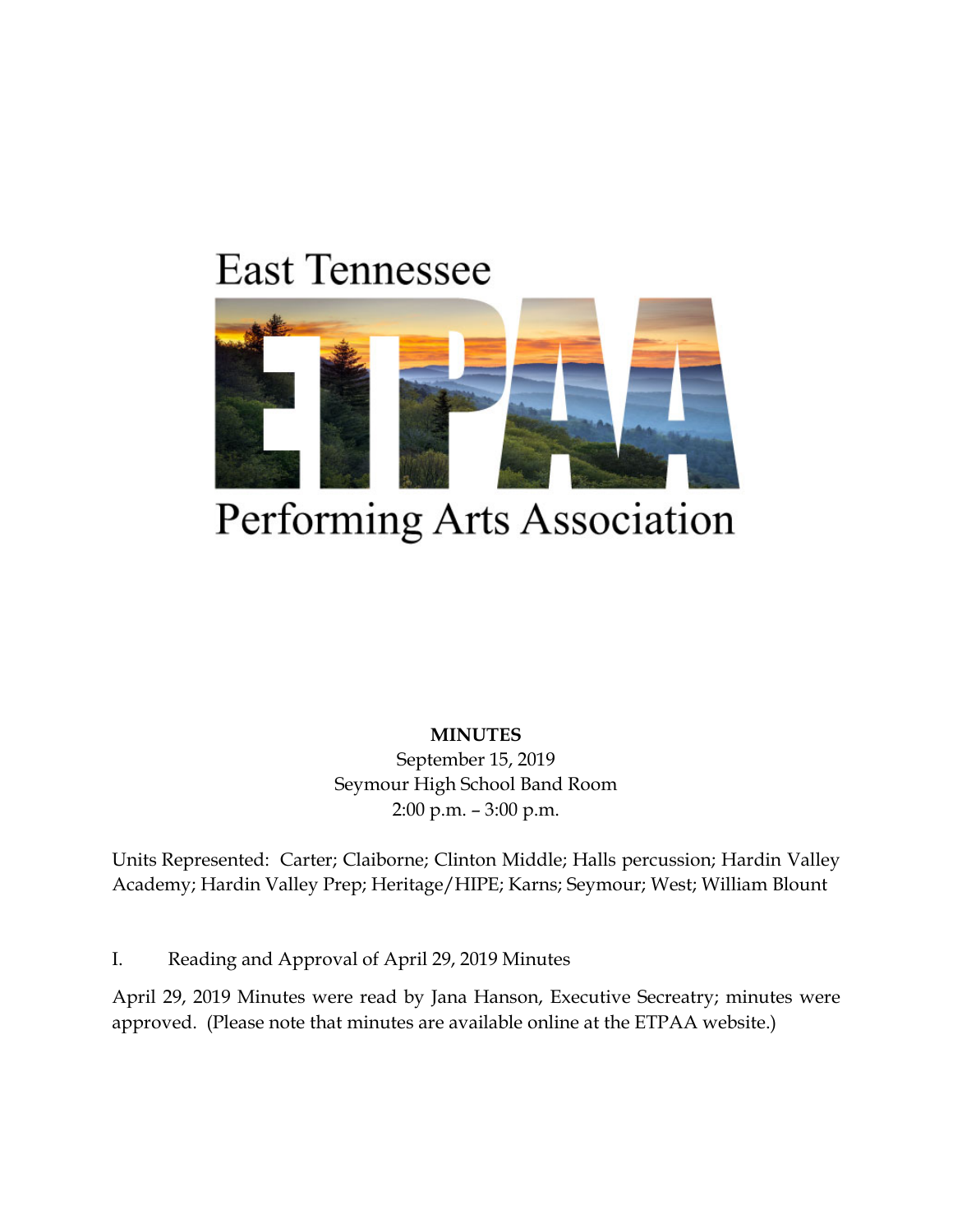East Tennessee

ETPAA

Performing Arts Association

**MINUTES**

September 15, 2019

Seymour High School Band Room

2:00 p.m. – 3:00 p.m.

Units Represented: Carter; Claiborne; Clinton Middle; Halls percussion; Hardin Valley Academy; Hardin Valley Prep; Heritage/HIPE; Karns; Seymour; West; William Blount

I. Reading and Approval of April 29, 2019 Minutes

April 29, 2019 Minutes were read by Jana Hanson, Executive Secreatry; minutes were approved. (Please note that minutes are available online at the ETPAA website.)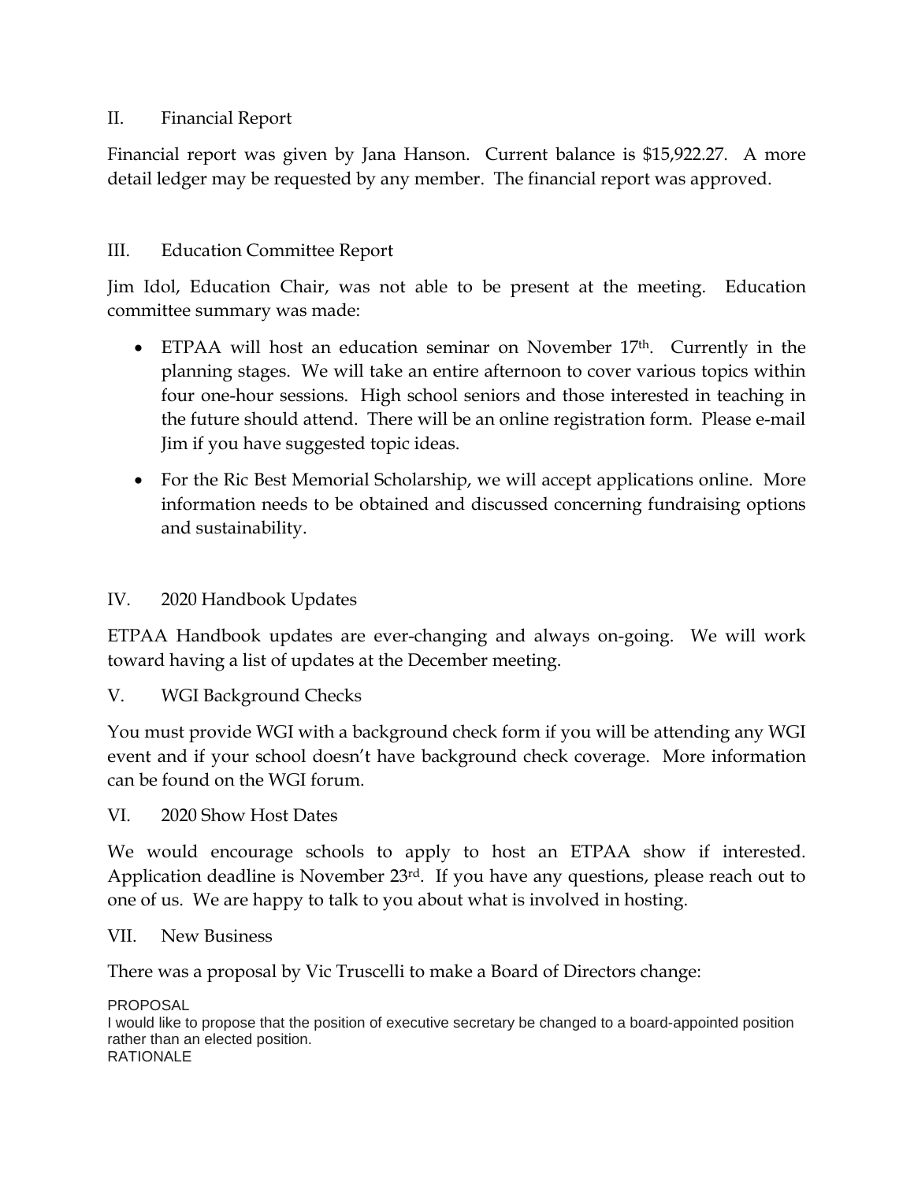## II. Financial Report

Financial report was given by Jana Hanson. Current balance is $15,922.27. A more detail ledger may be requested by any member. The financial report was approved.

## III. Education Committee Report

Jim Idol, Education Chair, was not able to be present at the meeting. Education committee summary was made:

- ETPAA will host an education seminar on November 17th. Currently in the planning stages. We will take an entire afternoon to cover various topics within four one-hour sessions. High school seniors and those interested in teaching in the future should attend. There will be an online registration form. Please e-mail Jim if you have suggested topic ideas.
- For the Ric Best Memorial Scholarship, we will accept applications online. More information needs to be obtained and discussed concerning fundraising options and sustainability.

## IV. 2020 Handbook Updates

ETPAA Handbook updates are ever-changing and always on-going. We will work toward having a list of updates at the December meeting.

## V. WGI Background Checks

You must provide WGI with a background check form if you will be attending any WGI event and if your school doesn't have background check coverage. More information can be found on the WGI forum.

## VI. 2020 Show Host Dates

We would encourage schools to apply to host an ETPAA show if interested. Application deadline is November 23rd. If you have any questions, please reach out to one of us. We are happy to talk to you about what is involved in hosting.

## VII. New Business

There was a proposal by Vic Truscelli to make a Board of Directors change:

PROPOSAL

I would like to propose that the position of executive secretary be changed to a board-appointed position rather than an elected position.

RATIONALE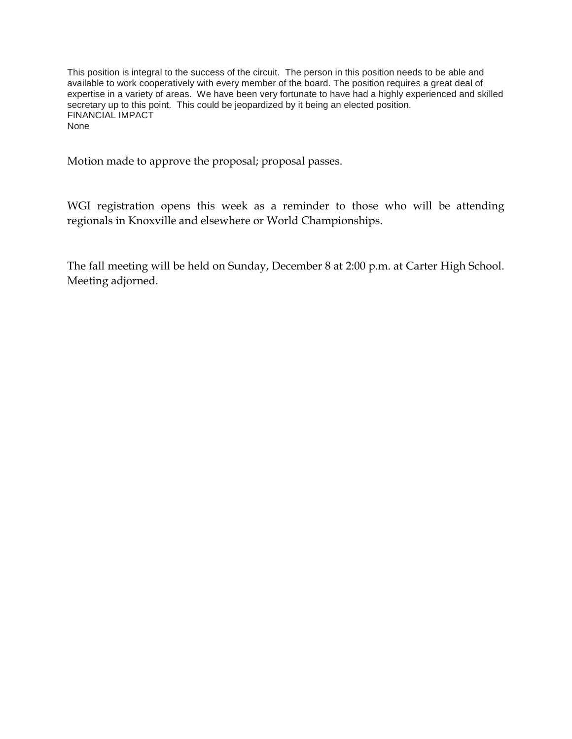This position is integral to the success of the circuit. The person in this position needs to be able and available to work cooperatively with every member of the board. The position requires a great deal of expertise in a variety of areas. We have been very fortunate to have had a highly experienced and skilled secretary up to this point. This could be jeopardized by it being an elected position.

FINANCIAL IMPACT

None

Motion made to approve the proposal; proposal passes.

WGI registration opens this week as a reminder to those who will be attending regionals in Knoxville and elsewhere or World Championships.

The fall meeting will be held on Sunday, December 8 at 2:00 p.m. at Carter High School. Meeting adjourned.